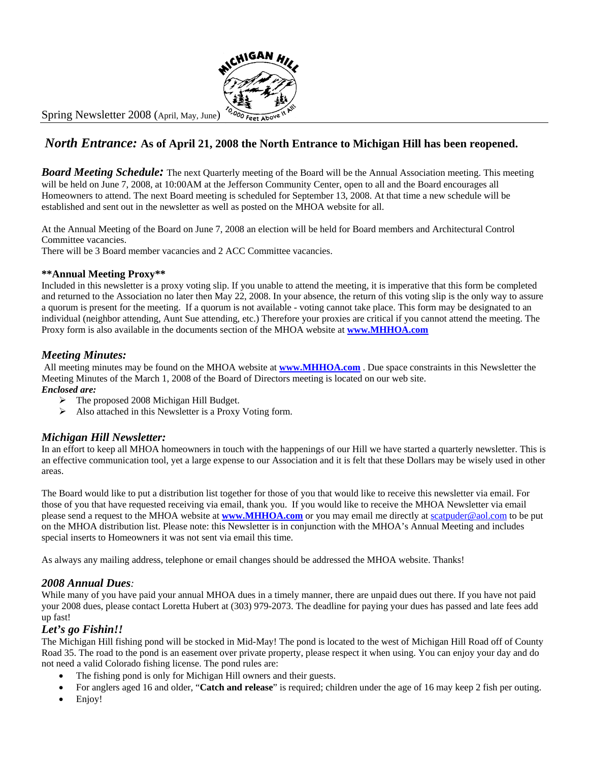Spring Newsletter 2008 (April, May, June)

## *North Entrance:* As of April 21, 2008 the North Entrance to Michigan Hill has been reopened.

***Board Meeting Schedule:*** The next Quarterly meeting of the Board will be the Annual Association meeting. This meeting will be held on June 7, 2008, at 10:00AM at the Jefferson Community Center, open to all and the Board encourages all Homeowners to attend. The next Board meeting is scheduled for September 13, 2008. At that time a new schedule will be established and sent out in the newsletter as well as posted on the MHOA website for all.

At the Annual Meeting of the Board on June 7, 2008 an election will be held for Board members and Architectural Control Committee vacancies.
There will be 3 Board member vacancies and 2 ACC Committee vacancies.

**\*\*Annual Meeting Proxy\*\***
Included in this newsletter is a proxy voting slip. If you unable to attend the meeting, it is imperative that this form be completed and returned to the Association no later then May 22, 2008. In your absence, the return of this voting slip is the only way to assure a quorum is present for the meeting. If a quorum is not available - voting cannot take place. This form may be designated to an individual (neighbor attending, Aunt Sue attending, etc.) Therefore your proxies are critical if you cannot attend the meeting. The Proxy form is also available in the documents section of the MHOA website at **www.MHHOA.com**

### *Meeting Minutes:*

All meeting minutes may be found on the MHOA website at **www.MHHOA.com** . Due space constraints in this Newsletter the Meeting Minutes of the March 1, 2008 of the Board of Directors meeting is located on our web site.

***Enclosed are:***

- The proposed 2008 Michigan Hill Budget.
- Also attached in this Newsletter is a Proxy Voting form.

### *Michigan Hill Newsletter:*

In an effort to keep all MHOA homeowners in touch with the happenings of our Hill we have started a quarterly newsletter. This is an effective communication tool, yet a large expense to our Association and it is felt that these Dollars may be wisely used in other areas.

The Board would like to put a distribution list together for those of you that would like to receive this newsletter via email. For those of you that have requested receiving via email, thank you. If you would like to receive the MHOA Newsletter via email please send a request to the MHOA website at **www.MHHOA.com** or you may email me directly at scatpuder@aol.com to be put on the MHOA distribution list. Please note: this Newsletter is in conjunction with the MHOA's Annual Meeting and includes special inserts to Homeowners it was not sent via email this time.

As always any mailing address, telephone or email changes should be addressed the MHOA website. Thanks!

### *2008 Annual Dues:*

While many of you have paid your annual MHOA dues in a timely manner, there are unpaid dues out there. If you have not paid your 2008 dues, please contact Loretta Hubert at (303) 979-2073. The deadline for paying your dues has passed and late fees add up fast!

### *Let's go Fishin!!*

The Michigan Hill fishing pond will be stocked in Mid-May! The pond is located to the west of Michigan Hill Road off of County Road 35. The road to the pond is an easement over private property, please respect it when using. You can enjoy your day and do not need a valid Colorado fishing license. The pond rules are:

- The fishing pond is only for Michigan Hill owners and their guests.
- For anglers aged 16 and older, "**Catch and release**" is required; children under the age of 16 may keep 2 fish per outing.
- Enjoy!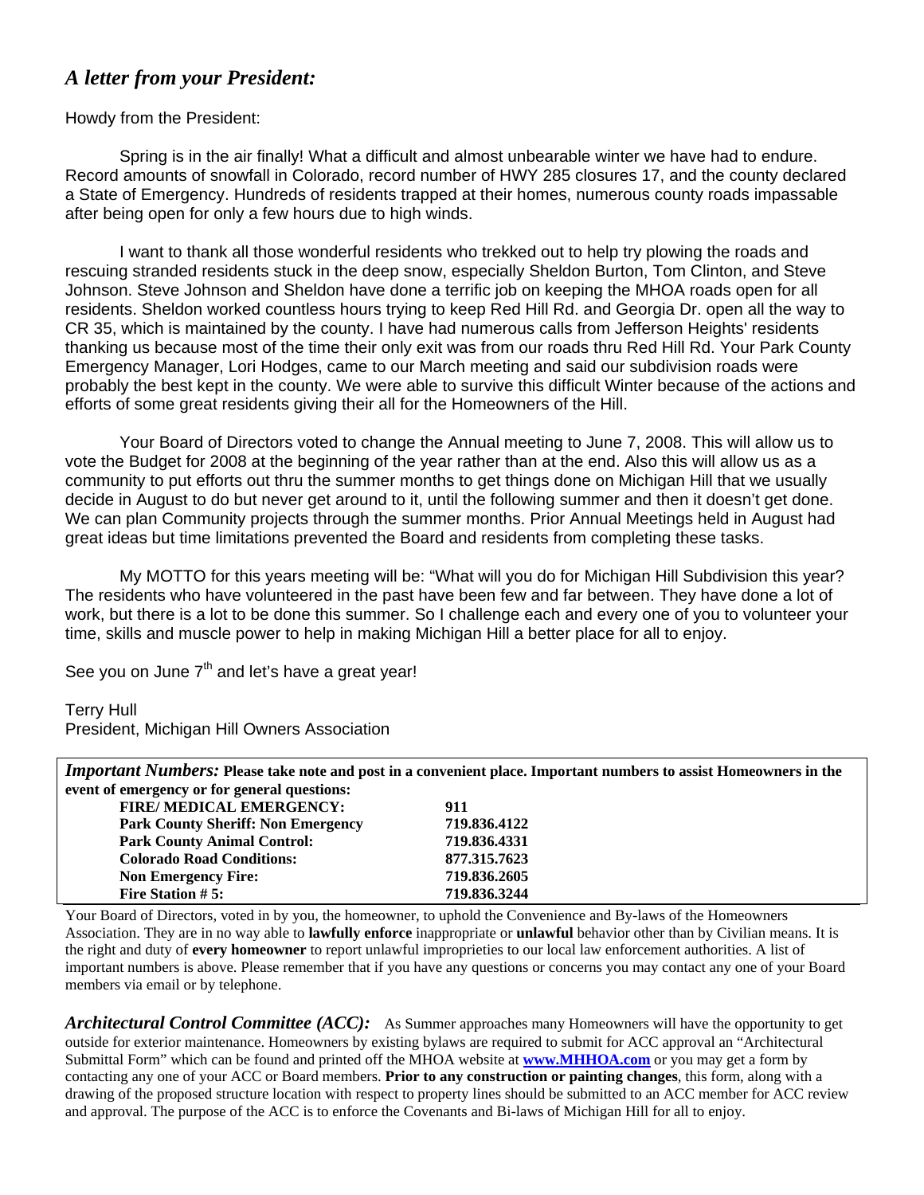## *A letter from your President:*

Howdy from the President:

Spring is in the air finally! What a difficult and almost unbearable winter we have had to endure. Record amounts of snowfall in Colorado, record number of HWY 285 closures 17, and the county declared a State of Emergency. Hundreds of residents trapped at their homes, numerous county roads impassable after being open for only a few hours due to high winds.

I want to thank all those wonderful residents who trekked out to help try plowing the roads and rescuing stranded residents stuck in the deep snow, especially Sheldon Burton, Tom Clinton, and Steve Johnson. Steve Johnson and Sheldon have done a terrific job on keeping the MHOA roads open for all residents. Sheldon worked countless hours trying to keep Red Hill Rd. and Georgia Dr. open all the way to CR 35, which is maintained by the county. I have had numerous calls from Jefferson Heights' residents thanking us because most of the time their only exit was from our roads thru Red Hill Rd. Your Park County Emergency Manager, Lori Hodges, came to our March meeting and said our subdivision roads were probably the best kept in the county. We were able to survive this difficult Winter because of the actions and efforts of some great residents giving their all for the Homeowners of the Hill.

Your Board of Directors voted to change the Annual meeting to June 7, 2008. This will allow us to vote the Budget for 2008 at the beginning of the year rather than at the end. Also this will allow us as a community to put efforts out thru the summer months to get things done on Michigan Hill that we usually decide in August to do but never get around to it, until the following summer and then it doesn't get done. We can plan Community projects through the summer months. Prior Annual Meetings held in August had great ideas but time limitations prevented the Board and residents from completing these tasks.

My MOTTO for this years meeting will be: "What will you do for Michigan Hill Subdivision this year? The residents who have volunteered in the past have been few and far between. They have done a lot of work, but there is a lot to be done this summer. So I challenge each and every one of you to volunteer your time, skills and muscle power to help in making Michigan Hill a better place for all to enjoy.

See you on June 7th and let's have a great year!

Terry Hull
President, Michigan Hill Owners Association

***Important Numbers:*** **Please take note and post in a convenient place. Important numbers to assist Homeowners in the event of emergency or for general questions:**

| | |
|---|---|
| **FIRE/ MEDICAL EMERGENCY:** | **911** |
| **Park County Sheriff: Non Emergency** | **719.836.4122** |
| **Park County Animal Control:** | **719.836.4331** |
| **Colorado Road Conditions:** | **877.315.7623** |
| **Non Emergency Fire:** | **719.836.2605** |
| **Fire Station # 5:** | **719.836.3244** |

Your Board of Directors, voted in by you, the homeowner, to uphold the Convenience and By-laws of the Homeowners Association. They are in no way able to **lawfully enforce** inappropriate or **unlawful** behavior other than by Civilian means. It is the right and duty of **every homeowner** to report unlawful improprieties to our local law enforcement authorities. A list of important numbers is above. Please remember that if you have any questions or concerns you may contact any one of your Board members via email or by telephone.

***Architectural Control Committee (ACC):*** As Summer approaches many Homeowners will have the opportunity to get outside for exterior maintenance. Homeowners by existing bylaws are required to submit for ACC approval an "Architectural Submittal Form" which can be found and printed off the MHOA website at **www.MHHOA.com** or you may get a form by contacting any one of your ACC or Board members. **Prior to any construction or painting changes**, this form, along with a drawing of the proposed structure location with respect to property lines should be submitted to an ACC member for ACC review and approval. The purpose of the ACC is to enforce the Covenants and Bi-laws of Michigan Hill for all to enjoy.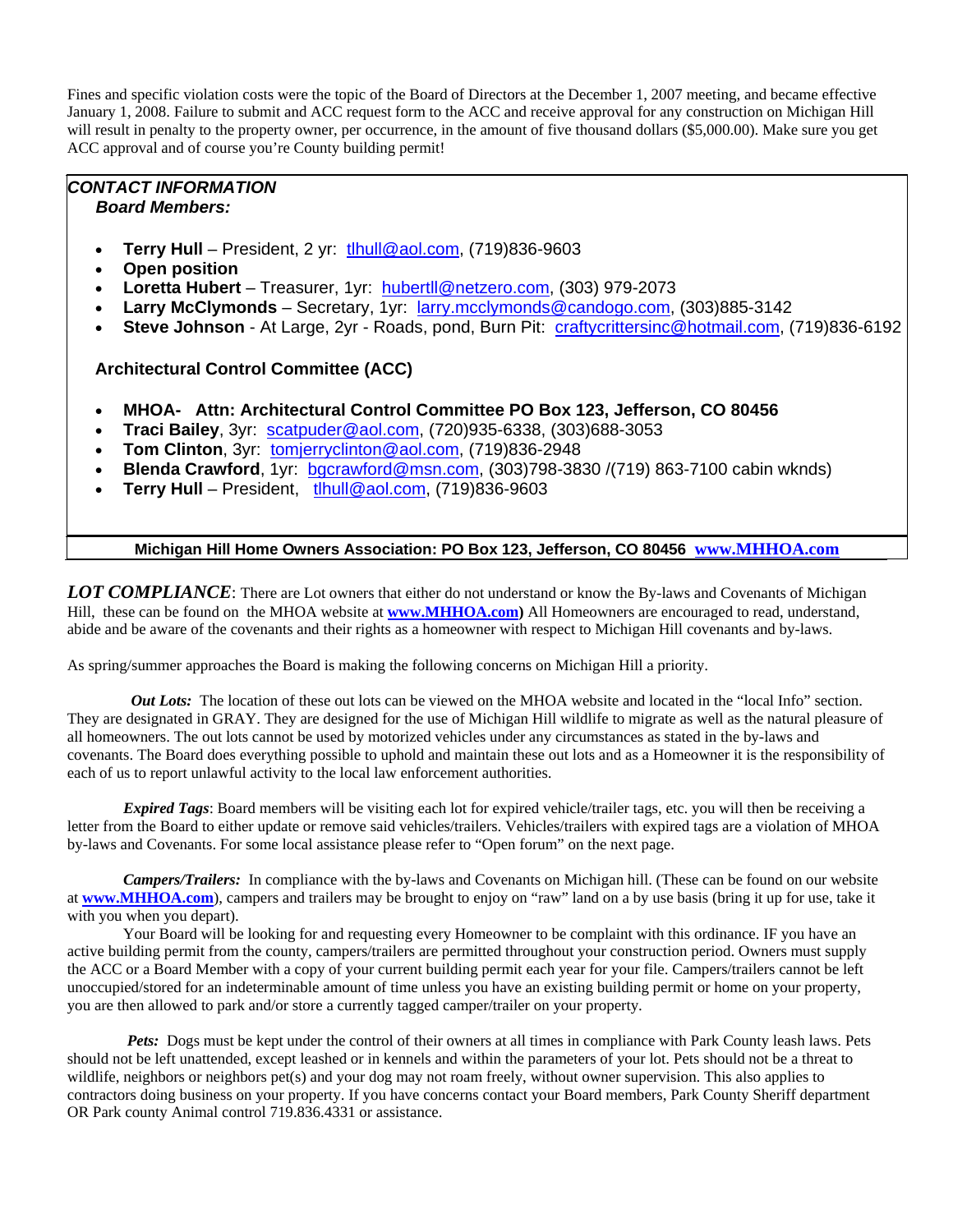Fines and specific violation costs were the topic of the Board of Directors at the December 1, 2007 meeting, and became effective January 1, 2008. Failure to submit and ACC request form to the ACC and receive approval for any construction on Michigan Hill will result in penalty to the property owner, per occurrence, in the amount of five thousand dollars ($5,000.00). Make sure you get ACC approval and of course you're County building permit!

### *CONTACT INFORMATION*

#### *Board Members:*

- **Terry Hull** – President, 2 yr: tlhull@aol.com, (719)836-9603
- **Open position**
- **Loretta Hubert** – Treasurer, 1yr: hubertll@netzero.com, (303) 979-2073
- **Larry McClymonds** – Secretary, 1yr: larry.mcclymonds@candogo.com, (303)885-3142
- **Steve Johnson** - At Large, 2yr - Roads, pond, Burn Pit: craftycrittersinc@hotmail.com, (719)836-6192

#### Architectural Control Committee (ACC)

- **MHOA- Attn: Architectural Control Committee PO Box 123, Jefferson, CO 80456**
- **Traci Bailey**, 3yr: scatpuder@aol.com, (720)935-6338, (303)688-3053
- **Tom Clinton**, 3yr: tomjerryclinton@aol.com, (719)836-2948
- **Blenda Crawford**, 1yr: bgcrawford@msn.com, (303)798-3830 /(719) 863-7100 cabin wknds)
- **Terry Hull** – President, tlhull@aol.com, (719)836-9603

**Michigan Hill Home Owners Association: PO Box 123, Jefferson, CO 80456 www.MHHOA.com**

***LOT COMPLIANCE***: There are Lot owners that either do not understand or know the By-laws and Covenants of Michigan Hill, these can be found on the MHOA website at **www.MHHOA.com)** All Homeowners are encouraged to read, understand, abide and be aware of the covenants and their rights as a homeowner with respect to Michigan Hill covenants and by-laws.

As spring/summer approaches the Board is making the following concerns on Michigan Hill a priority.

***Out Lots:*** The location of these out lots can be viewed on the MHOA website and located in the "local Info" section. They are designated in GRAY. They are designed for the use of Michigan Hill wildlife to migrate as well as the natural pleasure of all homeowners. The out lots cannot be used by motorized vehicles under any circumstances as stated in the by-laws and covenants. The Board does everything possible to uphold and maintain these out lots and as a Homeowner it is the responsibility of each of us to report unlawful activity to the local law enforcement authorities.

***Expired Tags***: Board members will be visiting each lot for expired vehicle/trailer tags, etc. you will then be receiving a letter from the Board to either update or remove said vehicles/trailers. Vehicles/trailers with expired tags are a violation of MHOA by-laws and Covenants. For some local assistance please refer to "Open forum" on the next page.

***Campers/Trailers:*** In compliance with the by-laws and Covenants on Michigan hill. (These can be found on our website at **www.MHHOA.com**), campers and trailers may be brought to enjoy on "raw" land on a by use basis (bring it up for use, take it with you when you depart).

Your Board will be looking for and requesting every Homeowner to be complaint with this ordinance. IF you have an active building permit from the county, campers/trailers are permitted throughout your construction period. Owners must supply the ACC or a Board Member with a copy of your current building permit each year for your file. Campers/trailers cannot be left unoccupied/stored for an indeterminable amount of time unless you have an existing building permit or home on your property, you are then allowed to park and/or store a currently tagged camper/trailer on your property.

***Pets:*** Dogs must be kept under the control of their owners at all times in compliance with Park County leash laws. Pets should not be left unattended, except leashed or in kennels and within the parameters of your lot. Pets should not be a threat to wildlife, neighbors or neighbors pet(s) and your dog may not roam freely, without owner supervision. This also applies to contractors doing business on your property. If you have concerns contact your Board members, Park County Sheriff department OR Park county Animal control 719.836.4331 or assistance.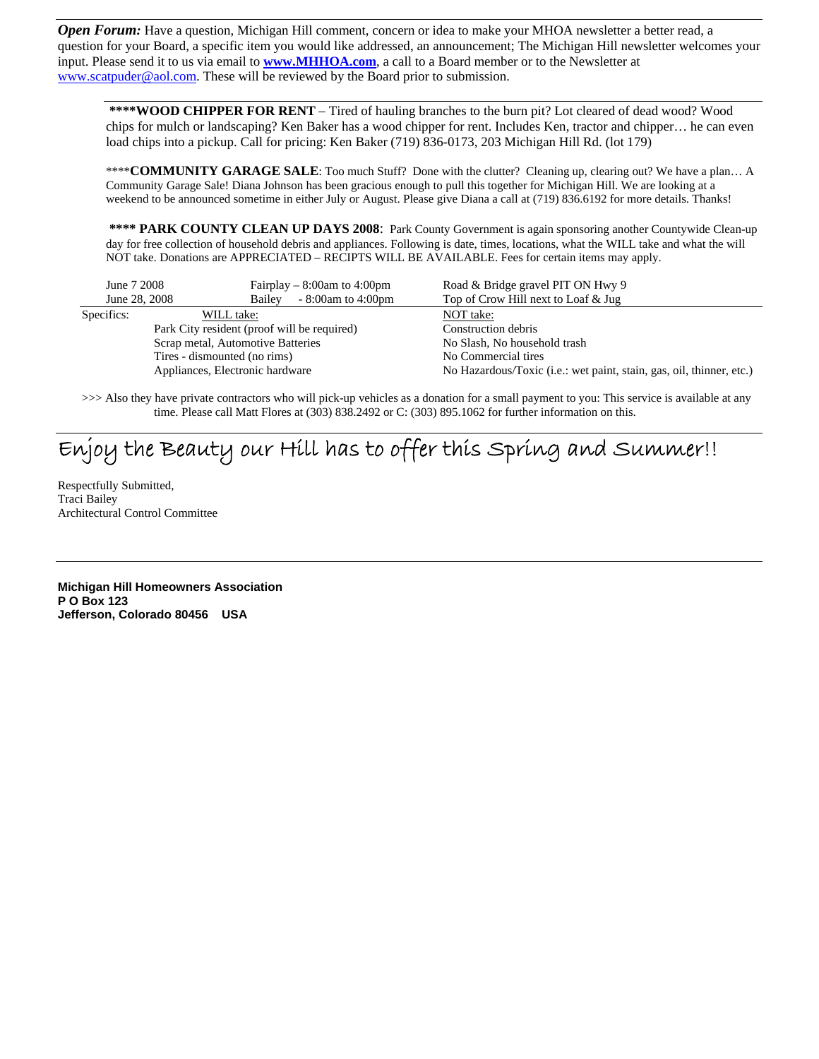***Open Forum:*** Have a question, Michigan Hill comment, concern or idea to make your MHOA newsletter a better read, a question for your Board, a specific item you would like addressed, an announcement; The Michigan Hill newsletter welcomes your input. Please send it to us via email to **www.MHHOA.com**, a call to a Board member or to the Newsletter at www.scatpuder@aol.com. These will be reviewed by the Board prior to submission.

**\*\*\*\*WOOD CHIPPER FOR RENT** – Tired of hauling branches to the burn pit? Lot cleared of dead wood? Wood chips for mulch or landscaping? Ken Baker has a wood chipper for rent. Includes Ken, tractor and chipper… he can even load chips into a pickup. Call for pricing: Ken Baker (719) 836-0173, 203 Michigan Hill Rd. (lot 179)

\*\*\*\***COMMUNITY GARAGE SALE**: Too much Stuff? Done with the clutter? Cleaning up, clearing out? We have a plan… A Community Garage Sale! Diana Johnson has been gracious enough to pull this together for Michigan Hill. We are looking at a weekend to be announced sometime in either July or August. Please give Diana a call at (719) 836.6192 for more details. Thanks!

**\*\*\*\* PARK COUNTY CLEAN UP DAYS 2008**: Park County Government is again sponsoring another Countywide Clean-up day for free collection of household debris and appliances. Following is date, times, locations, what the WILL take and what the will NOT take. Donations are APPRECIATED – RECIPTS WILL BE AVAILABLE. Fees for certain items may apply.

| | | |
|---|---|---|
| June 7 2008 | Fairplay – 8:00am to 4:00pm | Road & Bridge gravel PIT ON Hwy 9 |
| June 28, 2008 | Bailey - 8:00am to 4:00pm | Top of Crow Hill next to Loaf & Jug |
| Specifics: | WILL take: | NOT take: |
| | Park City resident (proof will be required) | Construction debris |
| | Scrap metal, Automotive Batteries | No Slash, No household trash |
| | Tires - dismounted (no rims) | No Commercial tires |
| | Appliances, Electronic hardware | No Hazardous/Toxic (i.e.: wet paint, stain, gas, oil, thinner, etc.) |

>>> Also they have private contractors who will pick-up vehicles as a donation for a small payment to you: This service is available at any time. Please call Matt Flores at (303) 838.2492 or C: (303) 895.1062 for further information on this.

## Enjoy the Beauty our Hill has to offer this Spring and Summer!!

Respectfully Submitted,
Traci Bailey
Architectural Control Committee

**Michigan Hill Homeowners Association**
**P O Box 123**
**Jefferson, Colorado 80456 USA**